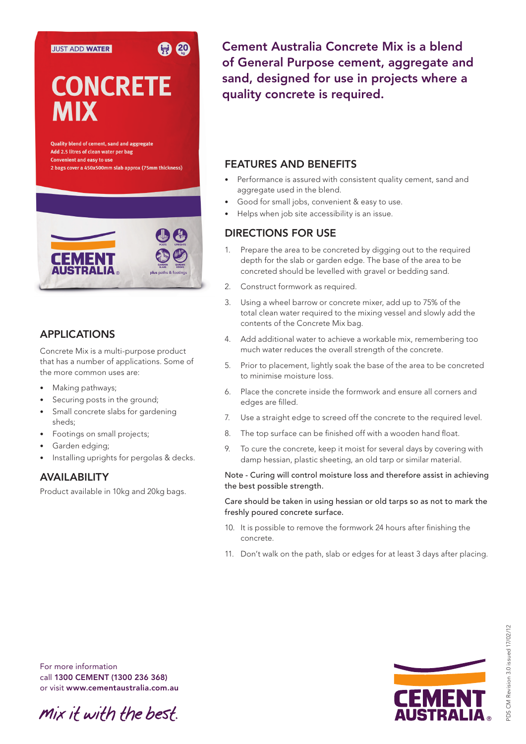**Cement Australia Concrete Mix is a blend of General Purpose cement, aggregate and sand, designed for use in projects where a quality concrete is required.**

## APPLICATIONS

Concrete Mix is a multi-purpose product that has a number of applications. Some of the more common uses are:

- Making pathways;
- Securing posts in the ground;
- Small concrete slabs for gardening sheds;
- Footings on small projects;
- Garden edging;
- Installing uprights for pergolas & decks.

## AVAILABILITY

Product available in 10kg and 20kg bags.

## FEATURES AND BENEFITS

- Performance is assured with consistent quality cement, sand and aggregate used in the blend.
- Good for small jobs, convenient & easy to use.
- Helps when job site accessibility is an issue.

## DIRECTIONS FOR USE

1. Prepare the area to be concreted by digging out to the required depth for the slab or garden edge. The base of the area to be concreted should be levelled with gravel or bedding sand.
2. Construct formwork as required.
3. Using a wheel barrow or concrete mixer, add up to 75% of the total clean water required to the mixing vessel and slowly add the contents of the Concrete Mix bag.
4. Add additional water to achieve a workable mix, remembering too much water reduces the overall strength of the concrete.
5. Prior to placement, lightly soak the base of the area to be concreted to minimise moisture loss.
6. Place the concrete inside the formwork and ensure all corners and edges are filled.
7. Use a straight edge to screed off the concrete to the required level.
8. The top surface can be finished off with a wooden hand float.
9. To cure the concrete, keep it moist for several days by covering with damp hessian, plastic sheeting, an old tarp or similar material.

Note - Curing will control moisture loss and therefore assist in achieving the best possible strength.

Care should be taken in using hessian or old tarps so as not to mark the freshly poured concrete surface.

10. It is possible to remove the formwork 24 hours after finishing the concrete.
11. Don't walk on the path, slab or edges for at least 3 days after placing.

For more information
call **1300 CEMENT (1300 236 368)**
or visit **www.cementaustralia.com.au**

*mix it with the best.*

PDS CM Revision 3.0 issued 17/02/12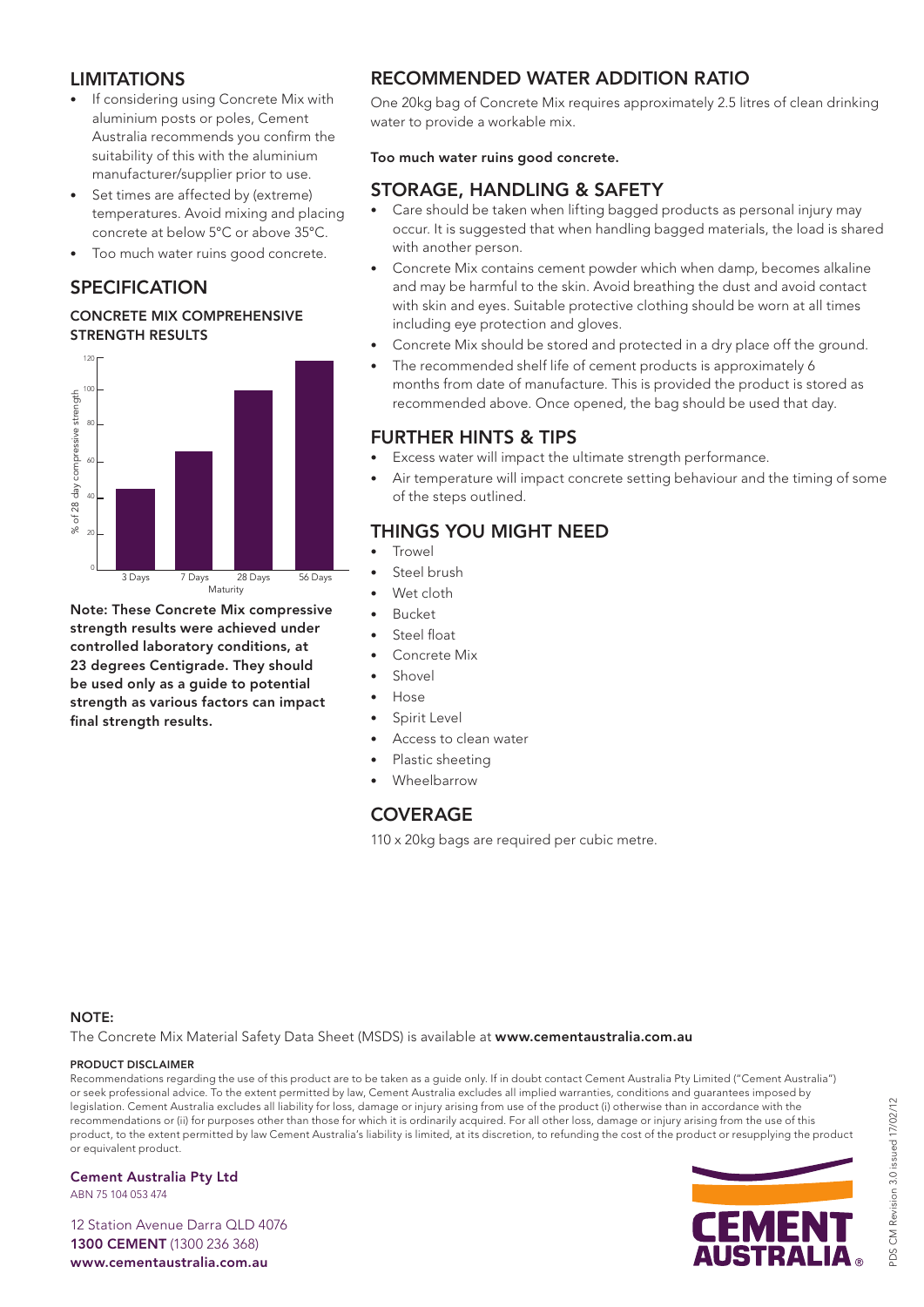## LIMITATIONS

- If considering using Concrete Mix with aluminium posts or poles, Cement Australia recommends you confirm the suitability of this with the aluminium manufacturer/supplier prior to use.
- Set times are affected by (extreme) temperatures. Avoid mixing and placing concrete at below 5°C or above 35°C.
- Too much water ruins good concrete.

## SPECIFICATION

### CONCRETE MIX COMPREHENSIVE STRENGTH RESULTS

% of 28 day compressive strength

120
100
80
60
40
20
0

3 Days
7 Days
28 Days
56 Days

Maturity

**Note: These Concrete Mix compressive strength results were achieved under controlled laboratory conditions, at 23 degrees Centigrade. They should be used only as a guide to potential strength as various factors can impact final strength results.**

## RECOMMENDED WATER ADDITION RATIO

One 20kg bag of Concrete Mix requires approximately 2.5 litres of clean drinking water to provide a workable mix.

**Too much water ruins good concrete.**

## STORAGE, HANDLING & SAFETY

- Care should be taken when lifting bagged products as personal injury may occur. It is suggested that when handling bagged materials, the load is shared with another person.
- Concrete Mix contains cement powder which when damp, becomes alkaline and may be harmful to the skin. Avoid breathing the dust and avoid contact with skin and eyes. Suitable protective clothing should be worn at all times including eye protection and gloves.
- Concrete Mix should be stored and protected in a dry place off the ground.
- The recommended shelf life of cement products is approximately 6 months from date of manufacture. This is provided the product is stored as recommended above. Once opened, the bag should be used that day.

## FURTHER HINTS & TIPS

- Excess water will impact the ultimate strength performance.
- Air temperature will impact concrete setting behaviour and the timing of some of the steps outlined.

## THINGS YOU MIGHT NEED

- Trowel
- Steel brush
- Wet cloth
- Bucket
- Steel float
- Concrete Mix
- Shovel
- Hose
- Spirit Level
- Access to clean water
- Plastic sheeting
- Wheelbarrow

## COVERAGE

110 x 20kg bags are required per cubic metre.

**NOTE:**

The Concrete Mix Material Safety Data Sheet (MSDS) is available at **www.cementaustralia.com.au**

**PRODUCT DISCLAIMER**

Recommendations regarding the use of this product are to be taken as a guide only. If in doubt contact Cement Australia Pty Limited ("Cement Australia") or seek professional advice. To the extent permitted by law, Cement Australia excludes all implied warranties, conditions and guarantees imposed by legislation. Cement Australia excludes all liability for loss, damage or injury arising from use of the product (i) otherwise than in accordance with the recommendations or (ii) for purposes other than those for which it is ordinarily acquired. For all other loss, damage or injury arising from the use of this product, to the extent permitted by law Cement Australia's liability is limited, at its discretion, to refunding the cost of the product or resupplying the product or equivalent product.

**Cement Australia Pty Ltd**
ABN 75 104 053 474

12 Station Avenue Darra QLD 4076
**1300 CEMENT** (1300 236 368)
**www.cementaustralia.com.au**

CEMENT AUSTRALIA®

PDS CM Revision 3.0 issued 17/02/12